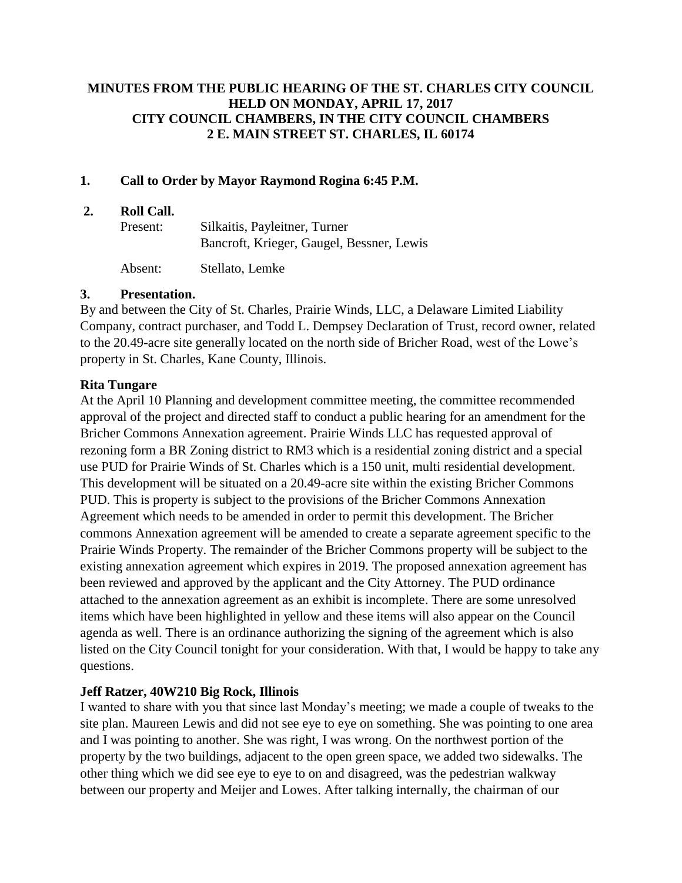**MINUTES FROM THE PUBLIC HEARING OF THE ST. CHARLES CITY COUNCIL HELD ON MONDAY, APRIL 17, 2017 CITY COUNCIL CHAMBERS, IN THE CITY COUNCIL CHAMBERS 2 E. MAIN STREET ST. CHARLES, IL 60174**

**1. Call to Order by Mayor Raymond Rogina 6:45 P.M.**

**2. Roll Call.**

Present: Silkaitis, Payleitner, Turner
Bancroft, Krieger, Gaugel, Bessner, Lewis

Absent: Stellato, Lemke

**3. Presentation.**

By and between the City of St. Charles, Prairie Winds, LLC, a Delaware Limited Liability Company, contract purchaser, and Todd L. Dempsey Declaration of Trust, record owner, related to the 20.49-acre site generally located on the north side of Bricher Road, west of the Lowe's property in St. Charles, Kane County, Illinois.

**Rita Tungare**

At the April 10 Planning and development committee meeting, the committee recommended approval of the project and directed staff to conduct a public hearing for an amendment for the Bricher Commons Annexation agreement. Prairie Winds LLC has requested approval of rezoning form a BR Zoning district to RM3 which is a residential zoning district and a special use PUD for Prairie Winds of St. Charles which is a 150 unit, multi residential development. This development will be situated on a 20.49-acre site within the existing Bricher Commons PUD. This is property is subject to the provisions of the Bricher Commons Annexation Agreement which needs to be amended in order to permit this development. The Bricher commons Annexation agreement will be amended to create a separate agreement specific to the Prairie Winds Property. The remainder of the Bricher Commons property will be subject to the existing annexation agreement which expires in 2019. The proposed annexation agreement has been reviewed and approved by the applicant and the City Attorney. The PUD ordinance attached to the annexation agreement as an exhibit is incomplete. There are some unresolved items which have been highlighted in yellow and these items will also appear on the Council agenda as well. There is an ordinance authorizing the signing of the agreement which is also listed on the City Council tonight for your consideration. With that, I would be happy to take any questions.

**Jeff Ratzer, 40W210 Big Rock, Illinois**

I wanted to share with you that since last Monday's meeting; we made a couple of tweaks to the site plan. Maureen Lewis and did not see eye to eye on something. She was pointing to one area and I was pointing to another. She was right, I was wrong. On the northwest portion of the property by the two buildings, adjacent to the open green space, we added two sidewalks. The other thing which we did see eye to eye to on and disagreed, was the pedestrian walkway between our property and Meijer and Lowes. After talking internally, the chairman of our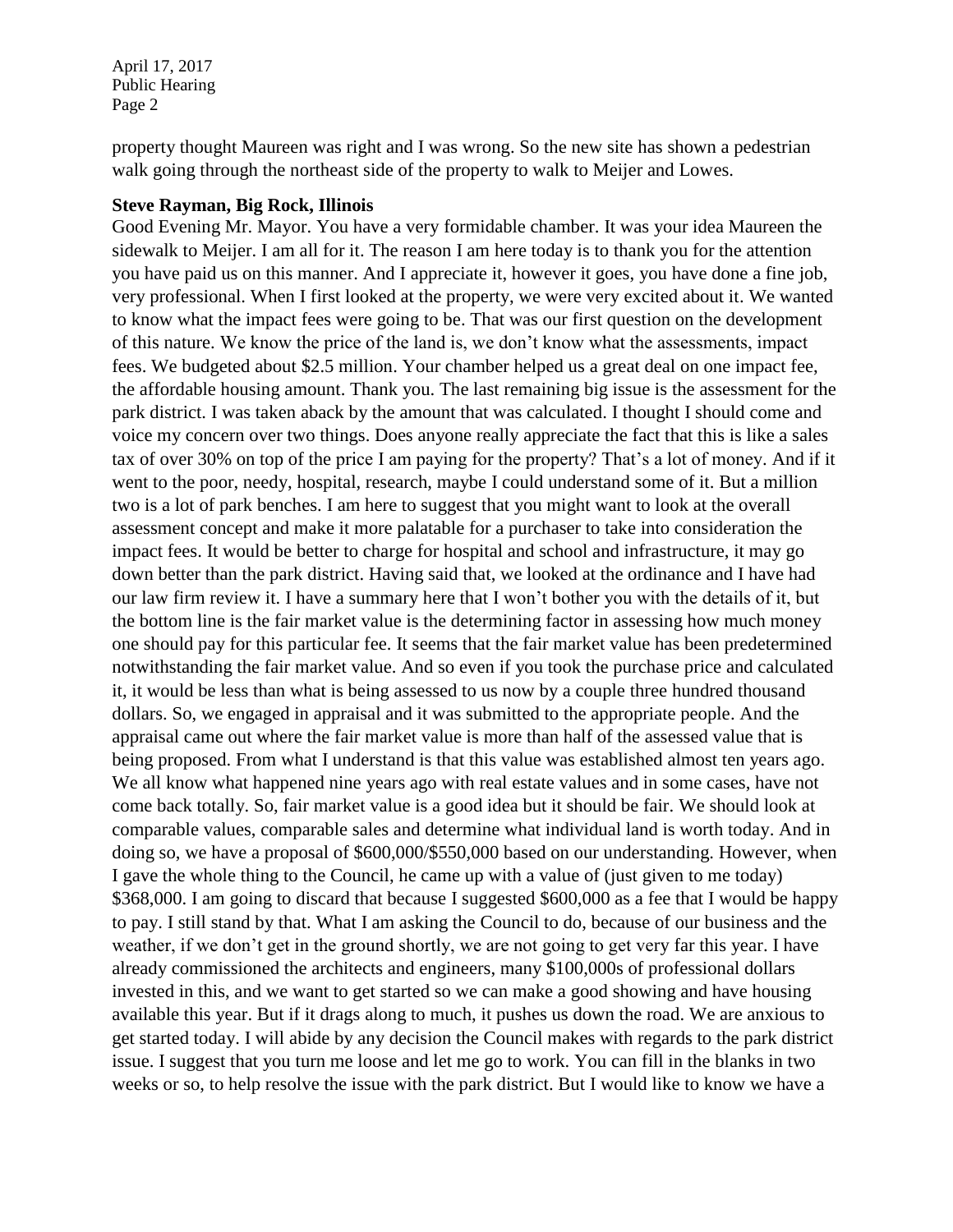property thought Maureen was right and I was wrong. So the new site has shown a pedestrian walk going through the northeast side of the property to walk to Meijer and Lowes.

**Steve Rayman, Big Rock, Illinois**

Good Evening Mr. Mayor. You have a very formidable chamber. It was your idea Maureen the sidewalk to Meijer. I am all for it. The reason I am here today is to thank you for the attention you have paid us on this manner. And I appreciate it, however it goes, you have done a fine job, very professional. When I first looked at the property, we were very excited about it. We wanted to know what the impact fees were going to be. That was our first question on the development of this nature. We know the price of the land is, we don't know what the assessments, impact fees. We budgeted about $2.5 million. Your chamber helped us a great deal on one impact fee, the affordable housing amount. Thank you. The last remaining big issue is the assessment for the park district. I was taken aback by the amount that was calculated. I thought I should come and voice my concern over two things. Does anyone really appreciate the fact that this is like a sales tax of over 30% on top of the price I am paying for the property? That's a lot of money. And if it went to the poor, needy, hospital, research, maybe I could understand some of it. But a million two is a lot of park benches. I am here to suggest that you might want to look at the overall assessment concept and make it more palatable for a purchaser to take into consideration the impact fees. It would be better to charge for hospital and school and infrastructure, it may go down better than the park district. Having said that, we looked at the ordinance and I have had our law firm review it. I have a summary here that I won't bother you with the details of it, but the bottom line is the fair market value is the determining factor in assessing how much money one should pay for this particular fee. It seems that the fair market value has been predetermined notwithstanding the fair market value. And so even if you took the purchase price and calculated it, it would be less than what is being assessed to us now by a couple three hundred thousand dollars. So, we engaged in appraisal and it was submitted to the appropriate people. And the appraisal came out where the fair market value is more than half of the assessed value that is being proposed. From what I understand is that this value was established almost ten years ago. We all know what happened nine years ago with real estate values and in some cases, have not come back totally. So, fair market value is a good idea but it should be fair. We should look at comparable values, comparable sales and determine what individual land is worth today. And in doing so, we have a proposal of $600,000/$550,000 based on our understanding. However, when I gave the whole thing to the Council, he came up with a value of (just given to me today) $368,000. I am going to discard that because I suggested $600,000 as a fee that I would be happy to pay. I still stand by that. What I am asking the Council to do, because of our business and the weather, if we don't get in the ground shortly, we are not going to get very far this year. I have already commissioned the architects and engineers, many $100,000s of professional dollars invested in this, and we want to get started so we can make a good showing and have housing available this year. But if it drags along to much, it pushes us down the road. We are anxious to get started today. I will abide by any decision the Council makes with regards to the park district issue. I suggest that you turn me loose and let me go to work. You can fill in the blanks in two weeks or so, to help resolve the issue with the park district. But I would like to know we have a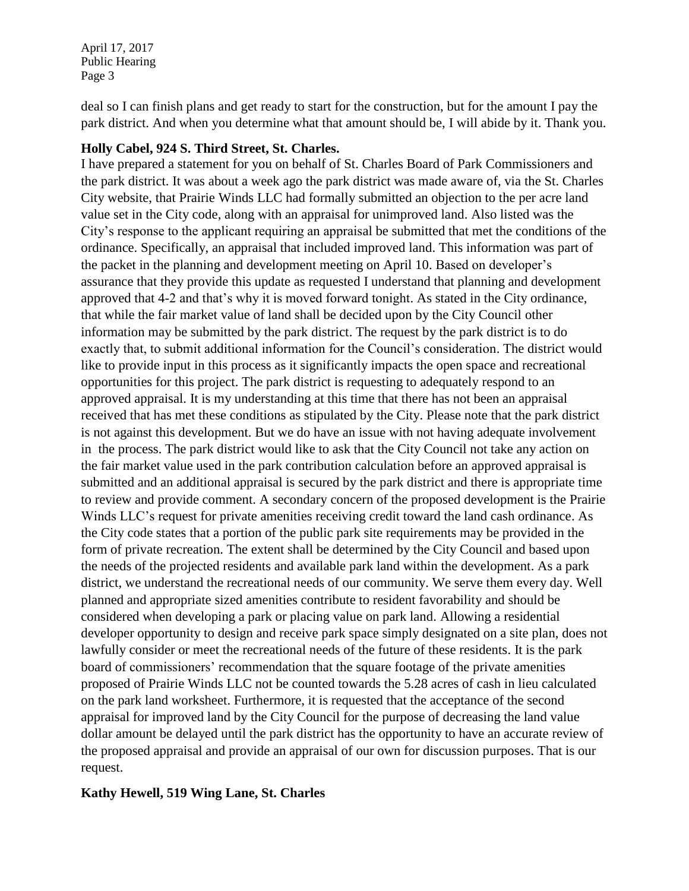deal so I can finish plans and get ready to start for the construction, but for the amount I pay the park district. And when you determine what that amount should be, I will abide by it. Thank you.

**Holly Cabel, 924 S. Third Street, St. Charles.**

I have prepared a statement for you on behalf of St. Charles Board of Park Commissioners and the park district. It was about a week ago the park district was made aware of, via the St. Charles City website, that Prairie Winds LLC had formally submitted an objection to the per acre land value set in the City code, along with an appraisal for unimproved land. Also listed was the City's response to the applicant requiring an appraisal be submitted that met the conditions of the ordinance. Specifically, an appraisal that included improved land. This information was part of the packet in the planning and development meeting on April 10. Based on developer's assurance that they provide this update as requested I understand that planning and development approved that 4-2 and that's why it is moved forward tonight. As stated in the City ordinance, that while the fair market value of land shall be decided upon by the City Council other information may be submitted by the park district. The request by the park district is to do exactly that, to submit additional information for the Council's consideration. The district would like to provide input in this process as it significantly impacts the open space and recreational opportunities for this project. The park district is requesting to adequately respond to an approved appraisal. It is my understanding at this time that there has not been an appraisal received that has met these conditions as stipulated by the City. Please note that the park district is not against this development. But we do have an issue with not having adequate involvement in the process. The park district would like to ask that the City Council not take any action on the fair market value used in the park contribution calculation before an approved appraisal is submitted and an additional appraisal is secured by the park district and there is appropriate time to review and provide comment. A secondary concern of the proposed development is the Prairie Winds LLC's request for private amenities receiving credit toward the land cash ordinance. As the City code states that a portion of the public park site requirements may be provided in the form of private recreation. The extent shall be determined by the City Council and based upon the needs of the projected residents and available park land within the development. As a park district, we understand the recreational needs of our community. We serve them every day. Well planned and appropriate sized amenities contribute to resident favorability and should be considered when developing a park or placing value on park land. Allowing a residential developer opportunity to design and receive park space simply designated on a site plan, does not lawfully consider or meet the recreational needs of the future of these residents. It is the park board of commissioners' recommendation that the square footage of the private amenities proposed of Prairie Winds LLC not be counted towards the 5.28 acres of cash in lieu calculated on the park land worksheet. Furthermore, it is requested that the acceptance of the second appraisal for improved land by the City Council for the purpose of decreasing the land value dollar amount be delayed until the park district has the opportunity to have an accurate review of the proposed appraisal and provide an appraisal of our own for discussion purposes. That is our request.

**Kathy Hewell, 519 Wing Lane, St. Charles**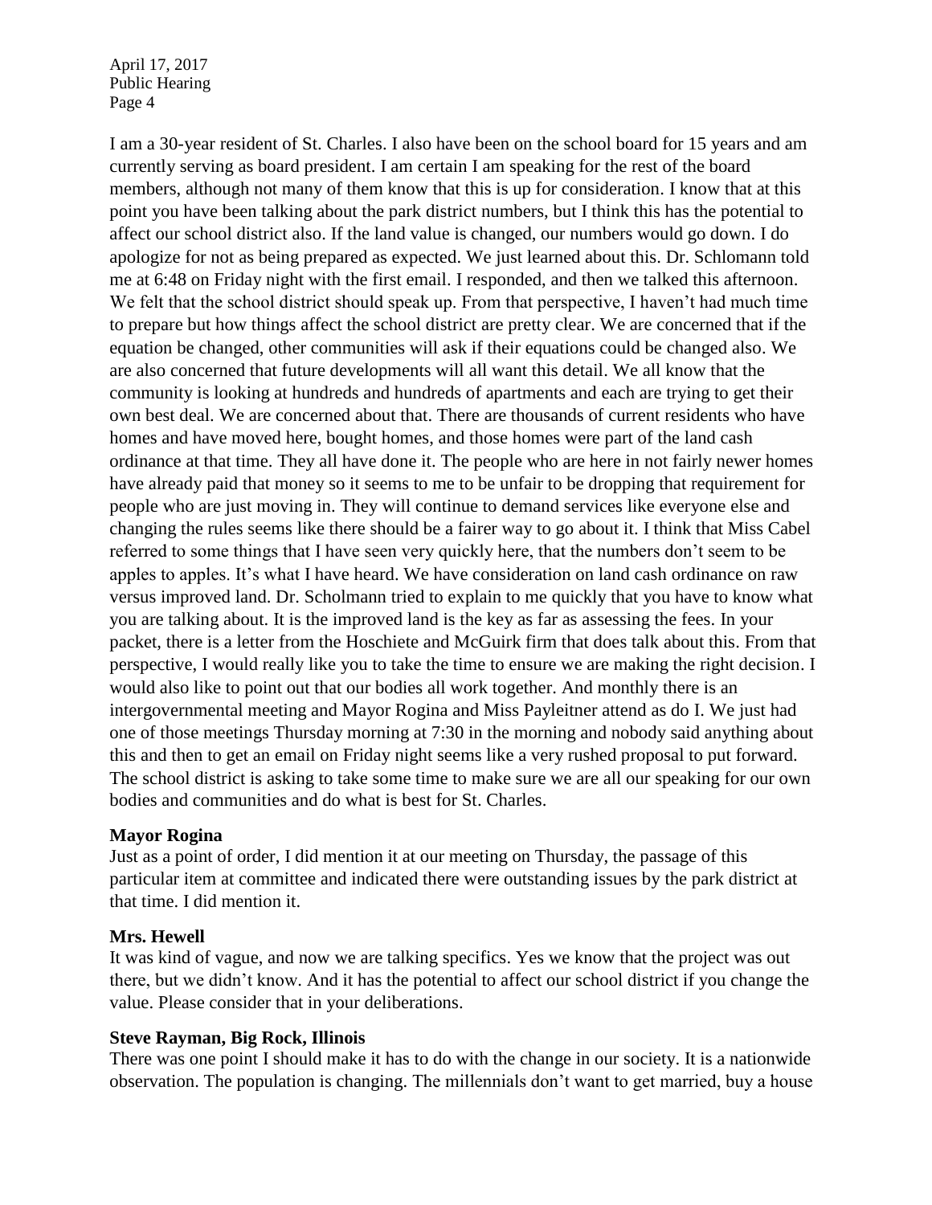I am a 30-year resident of St. Charles. I also have been on the school board for 15 years and am currently serving as board president. I am certain I am speaking for the rest of the board members, although not many of them know that this is up for consideration. I know that at this point you have been talking about the park district numbers, but I think this has the potential to affect our school district also. If the land value is changed, our numbers would go down. I do apologize for not as being prepared as expected. We just learned about this. Dr. Schlomann told me at 6:48 on Friday night with the first email. I responded, and then we talked this afternoon. We felt that the school district should speak up. From that perspective, I haven't had much time to prepare but how things affect the school district are pretty clear. We are concerned that if the equation be changed, other communities will ask if their equations could be changed also. We are also concerned that future developments will all want this detail. We all know that the community is looking at hundreds and hundreds of apartments and each are trying to get their own best deal. We are concerned about that. There are thousands of current residents who have homes and have moved here, bought homes, and those homes were part of the land cash ordinance at that time. They all have done it. The people who are here in not fairly newer homes have already paid that money so it seems to me to be unfair to be dropping that requirement for people who are just moving in. They will continue to demand services like everyone else and changing the rules seems like there should be a fairer way to go about it. I think that Miss Cabel referred to some things that I have seen very quickly here, that the numbers don't seem to be apples to apples. It's what I have heard. We have consideration on land cash ordinance on raw versus improved land. Dr. Scholmann tried to explain to me quickly that you have to know what you are talking about. It is the improved land is the key as far as assessing the fees. In your packet, there is a letter from the Hoschiete and McGuirk firm that does talk about this. From that perspective, I would really like you to take the time to ensure we are making the right decision. I would also like to point out that our bodies all work together. And monthly there is an intergovernmental meeting and Mayor Rogina and Miss Payleitner attend as do I. We just had one of those meetings Thursday morning at 7:30 in the morning and nobody said anything about this and then to get an email on Friday night seems like a very rushed proposal to put forward. The school district is asking to take some time to make sure we are all our speaking for our own bodies and communities and do what is best for St. Charles.

**Mayor Rogina**

Just as a point of order, I did mention it at our meeting on Thursday, the passage of this particular item at committee and indicated there were outstanding issues by the park district at that time. I did mention it.

**Mrs. Hewell**

It was kind of vague, and now we are talking specifics. Yes we know that the project was out there, but we didn't know. And it has the potential to affect our school district if you change the value. Please consider that in your deliberations.

**Steve Rayman, Big Rock, Illinois**

There was one point I should make it has to do with the change in our society. It is a nationwide observation. The population is changing. The millennials don't want to get married, buy a house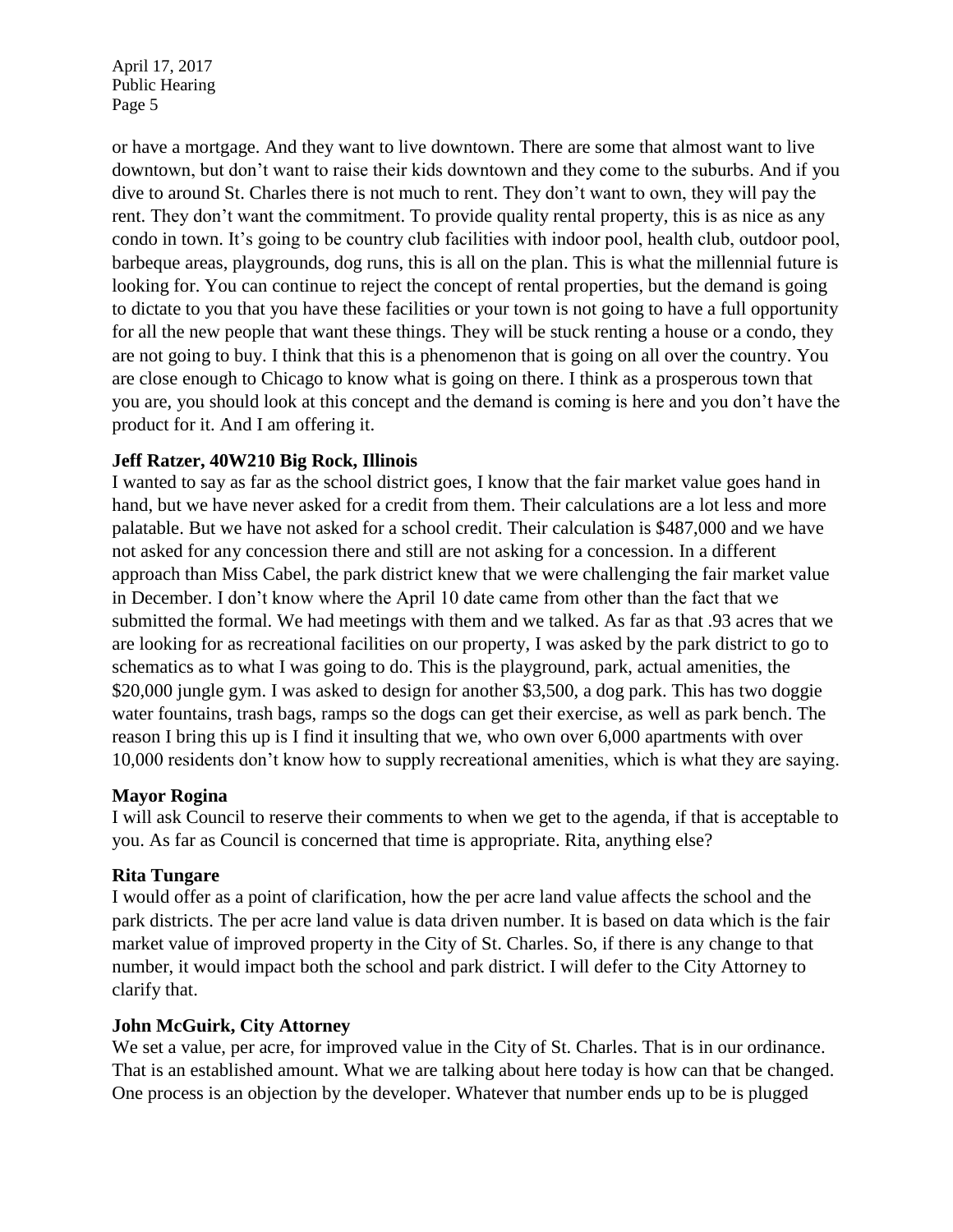or have a mortgage. And they want to live downtown. There are some that almost want to live downtown, but don't want to raise their kids downtown and they come to the suburbs. And if you dive to around St. Charles there is not much to rent. They don't want to own, they will pay the rent. They don't want the commitment. To provide quality rental property, this is as nice as any condo in town. It's going to be country club facilities with indoor pool, health club, outdoor pool, barbeque areas, playgrounds, dog runs, this is all on the plan. This is what the millennial future is looking for. You can continue to reject the concept of rental properties, but the demand is going to dictate to you that you have these facilities or your town is not going to have a full opportunity for all the new people that want these things. They will be stuck renting a house or a condo, they are not going to buy. I think that this is a phenomenon that is going on all over the country. You are close enough to Chicago to know what is going on there. I think as a prosperous town that you are, you should look at this concept and the demand is coming is here and you don't have the product for it. And I am offering it.

**Jeff Ratzer, 40W210 Big Rock, Illinois**

I wanted to say as far as the school district goes, I know that the fair market value goes hand in hand, but we have never asked for a credit from them. Their calculations are a lot less and more palatable. But we have not asked for a school credit. Their calculation is $487,000 and we have not asked for any concession there and still are not asking for a concession. In a different approach than Miss Cabel, the park district knew that we were challenging the fair market value in December. I don't know where the April 10 date came from other than the fact that we submitted the formal. We had meetings with them and we talked. As far as that .93 acres that we are looking for as recreational facilities on our property, I was asked by the park district to go to schematics as to what I was going to do. This is the playground, park, actual amenities, the $20,000 jungle gym. I was asked to design for another $3,500, a dog park. This has two doggie water fountains, trash bags, ramps so the dogs can get their exercise, as well as park bench. The reason I bring this up is I find it insulting that we, who own over 6,000 apartments with over 10,000 residents don't know how to supply recreational amenities, which is what they are saying.

**Mayor Rogina**

I will ask Council to reserve their comments to when we get to the agenda, if that is acceptable to you. As far as Council is concerned that time is appropriate. Rita, anything else?

**Rita Tungare**

I would offer as a point of clarification, how the per acre land value affects the school and the park districts. The per acre land value is data driven number. It is based on data which is the fair market value of improved property in the City of St. Charles. So, if there is any change to that number, it would impact both the school and park district. I will defer to the City Attorney to clarify that.

**John McGuirk, City Attorney**

We set a value, per acre, for improved value in the City of St. Charles. That is in our ordinance. That is an established amount. What we are talking about here today is how can that be changed. One process is an objection by the developer. Whatever that number ends up to be is plugged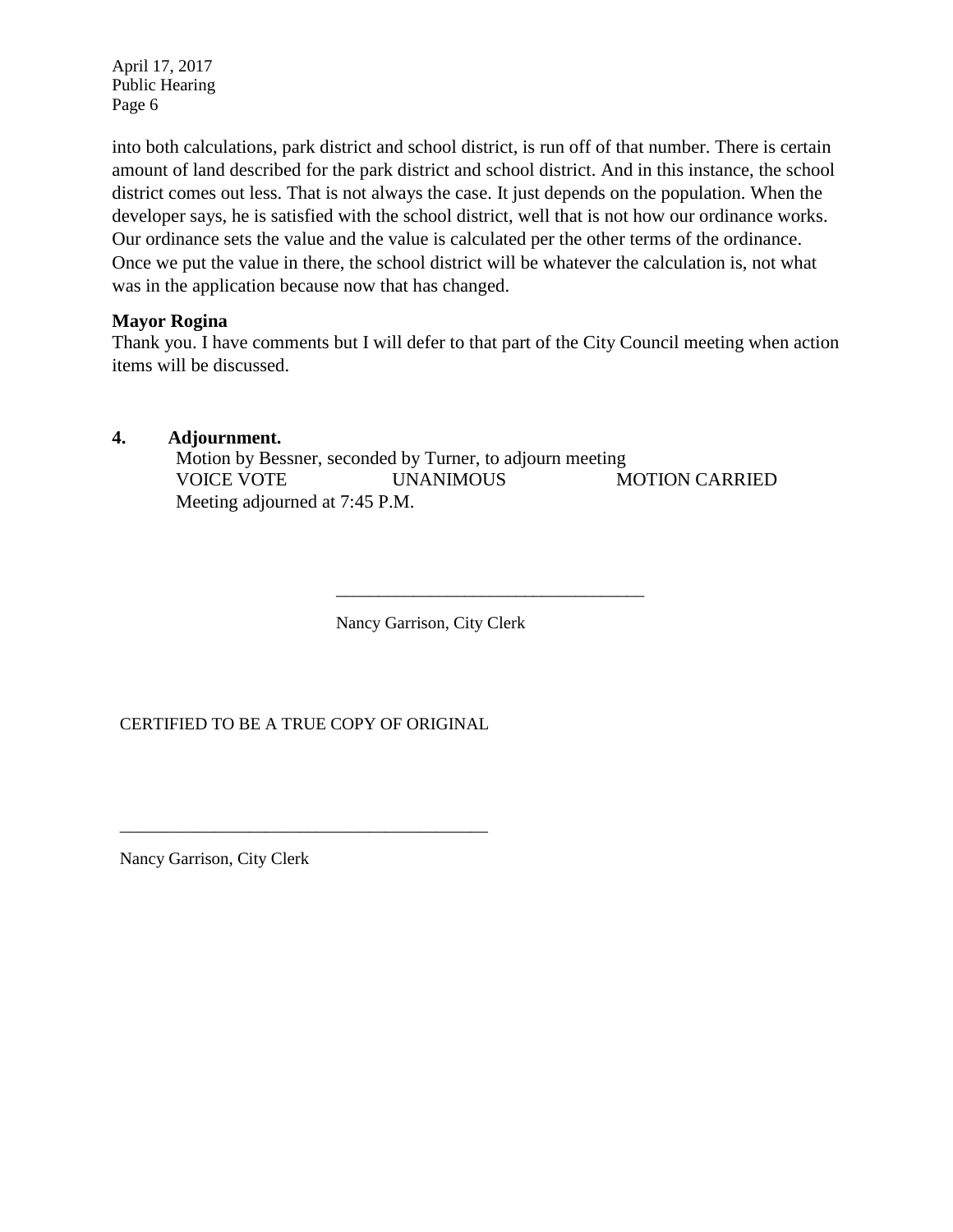into both calculations, park district and school district, is run off of that number. There is certain amount of land described for the park district and school district. And in this instance, the school district comes out less. That is not always the case. It just depends on the population. When the developer says, he is satisfied with the school district, well that is not how our ordinance works. Our ordinance sets the value and the value is calculated per the other terms of the ordinance. Once we put the value in there, the school district will be whatever the calculation is, not what was in the application because now that has changed.

**Mayor Rogina**
Thank you. I have comments but I will defer to that part of the City Council meeting when action items will be discussed.

**4. Adjournment.**

Motion by Bessner, seconded by Turner, to adjourn meeting
VOICE VOTE UNANIMOUS MOTION CARRIED
Meeting adjourned at 7:45 P.M.

\_\_\_\_\_\_\_\_\_\_\_\_\_\_\_\_\_\_\_\_\_\_\_\_\_\_\_\_\_\_\_\_\_\_\_

Nancy Garrison, City Clerk

CERTIFIED TO BE A TRUE COPY OF ORIGINAL

\_\_\_\_\_\_\_\_\_\_\_\_\_\_\_\_\_\_\_\_\_\_\_\_\_\_\_\_\_\_\_\_\_\_\_\_\_\_\_\_\_

Nancy Garrison, City Clerk